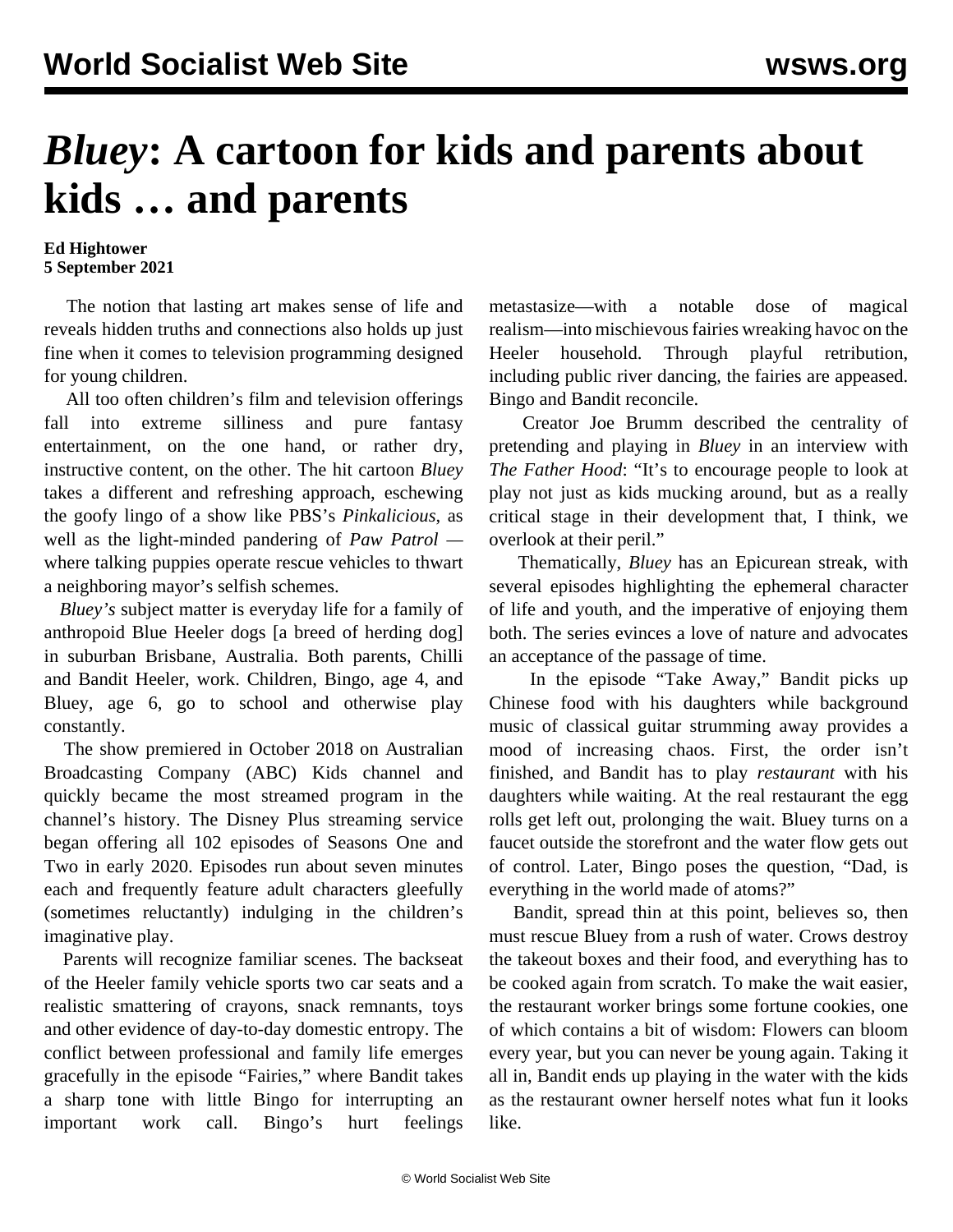# *Bluey*: A cartoon for kids and parents about kids … and parents

**Ed Hightower**
**5 September 2021**

The notion that lasting art makes sense of life and reveals hidden truths and connections also holds up just fine when it comes to television programming designed for young children.

All too often children's film and television offerings fall into extreme silliness and pure fantasy entertainment, on the one hand, or rather dry, instructive content, on the other. The hit cartoon *Bluey* takes a different and refreshing approach, eschewing the goofy lingo of a show like PBS's *Pinkalicious*, as well as the light-minded pandering of *Paw Patrol* — where talking puppies operate rescue vehicles to thwart a neighboring mayor's selfish schemes.

*Bluey's* subject matter is everyday life for a family of anthropoid Blue Heeler dogs [a breed of herding dog] in suburban Brisbane, Australia. Both parents, Chilli and Bandit Heeler, work. Children, Bingo, age 4, and Bluey, age 6, go to school and otherwise play constantly.

The show premiered in October 2018 on Australian Broadcasting Company (ABC) Kids channel and quickly became the most streamed program in the channel's history. The Disney Plus streaming service began offering all 102 episodes of Seasons One and Two in early 2020. Episodes run about seven minutes each and frequently feature adult characters gleefully (sometimes reluctantly) indulging in the children's imaginative play.

Parents will recognize familiar scenes. The backseat of the Heeler family vehicle sports two car seats and a realistic smattering of crayons, snack remnants, toys and other evidence of day-to-day domestic entropy. The conflict between professional and family life emerges gracefully in the episode "Fairies," where Bandit takes a sharp tone with little Bingo for interrupting an important work call. Bingo's hurt feelings metastasize—with a notable dose of magical realism—into mischievous fairies wreaking havoc on the Heeler household. Through playful retribution, including public river dancing, the fairies are appeased. Bingo and Bandit reconcile.

Creator Joe Brumm described the centrality of pretending and playing in *Bluey* in an interview with *The Father Hood*: "It's to encourage people to look at play not just as kids mucking around, but as a really critical stage in their development that, I think, we overlook at their peril."

Thematically, *Bluey* has an Epicurean streak, with several episodes highlighting the ephemeral character of life and youth, and the imperative of enjoying them both. The series evinces a love of nature and advocates an acceptance of the passage of time.

In the episode "Take Away," Bandit picks up Chinese food with his daughters while background music of classical guitar strumming away provides a mood of increasing chaos. First, the order isn't finished, and Bandit has to play *restaurant* with his daughters while waiting. At the real restaurant the egg rolls get left out, prolonging the wait. Bluey turns on a faucet outside the storefront and the water flow gets out of control. Later, Bingo poses the question, "Dad, is everything in the world made of atoms?"

Bandit, spread thin at this point, believes so, then must rescue Bluey from a rush of water. Crows destroy the takeout boxes and their food, and everything has to be cooked again from scratch. To make the wait easier, the restaurant worker brings some fortune cookies, one of which contains a bit of wisdom: Flowers can bloom every year, but you can never be young again. Taking it all in, Bandit ends up playing in the water with the kids as the restaurant owner herself notes what fun it looks like.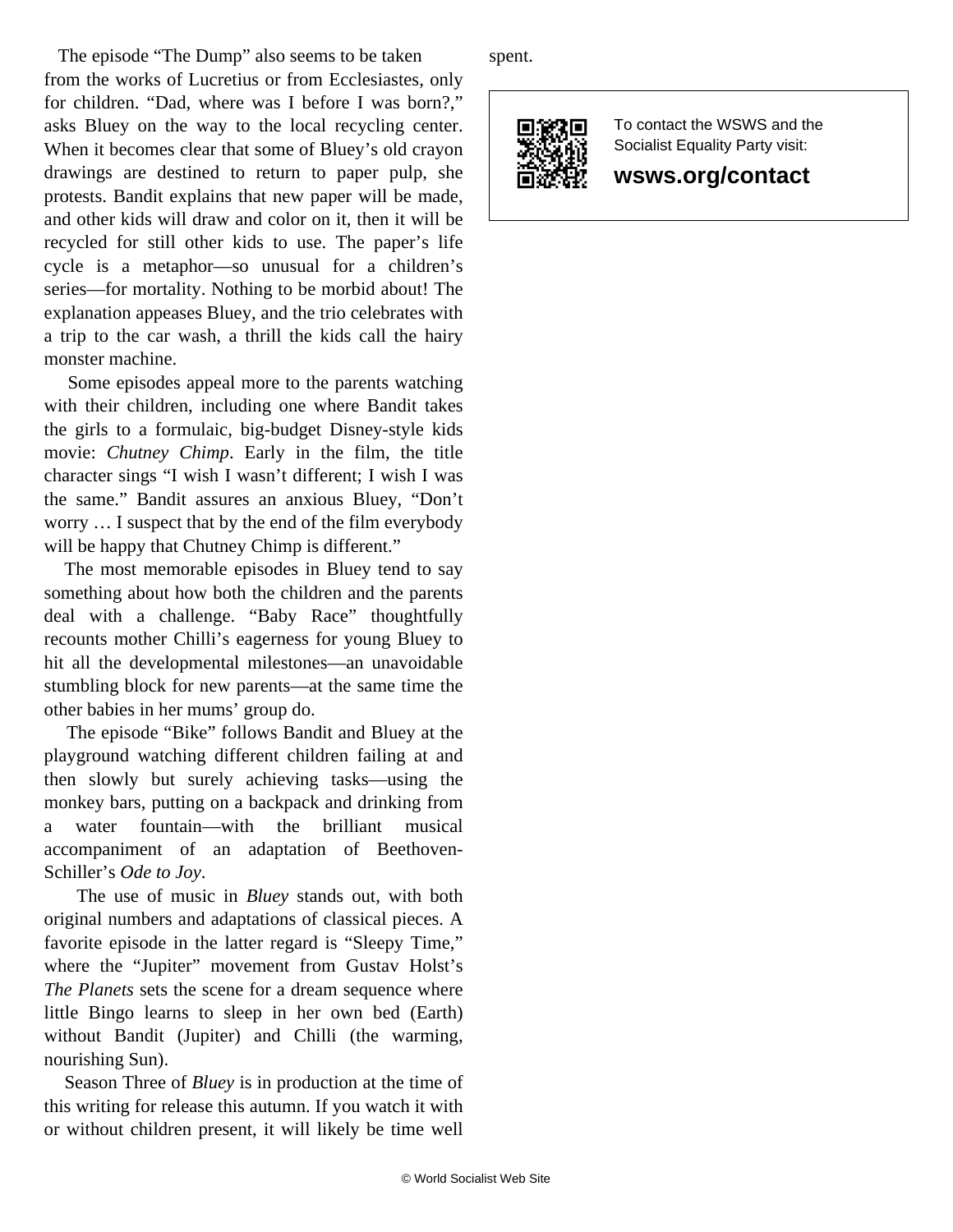The episode "The Dump" also seems to be taken from the works of Lucretius or from Ecclesiastes, only for children. "Dad, where was I before I was born?," asks Bluey on the way to the local recycling center. When it becomes clear that some of Bluey's old crayon drawings are destined to return to paper pulp, she protests. Bandit explains that new paper will be made, and other kids will draw and color on it, then it will be recycled for still other kids to use. The paper's life cycle is a metaphor—so unusual for a children's series—for mortality. Nothing to be morbid about! The explanation appeases Bluey, and the trio celebrates with a trip to the car wash, a thrill the kids call the hairy monster machine.

Some episodes appeal more to the parents watching with their children, including one where Bandit takes the girls to a formulaic, big-budget Disney-style kids movie: *Chutney Chimp*. Early in the film, the title character sings "I wish I wasn't different; I wish I was the same." Bandit assures an anxious Bluey, "Don't worry … I suspect that by the end of the film everybody will be happy that Chutney Chimp is different."

The most memorable episodes in Bluey tend to say something about how both the children and the parents deal with a challenge. "Baby Race" thoughtfully recounts mother Chilli's eagerness for young Bluey to hit all the developmental milestones—an unavoidable stumbling block for new parents—at the same time the other babies in her mums' group do.

The episode "Bike" follows Bandit and Bluey at the playground watching different children failing at and then slowly but surely achieving tasks—using the monkey bars, putting on a backpack and drinking from a water fountain—with the brilliant musical accompaniment of an adaptation of Beethoven-Schiller's *Ode to Joy*.

The use of music in *Bluey* stands out, with both original numbers and adaptations of classical pieces. A favorite episode in the latter regard is "Sleepy Time," where the "Jupiter" movement from Gustav Holst's *The Planets* sets the scene for a dream sequence where little Bingo learns to sleep in her own bed (Earth) without Bandit (Jupiter) and Chilli (the warming, nourishing Sun).

Season Three of *Bluey* is in production at the time of this writing for release this autumn. If you watch it with or without children present, it will likely be time well spent.

To contact the WSWS and the Socialist Equality Party visit:

**wsws.org/contact**